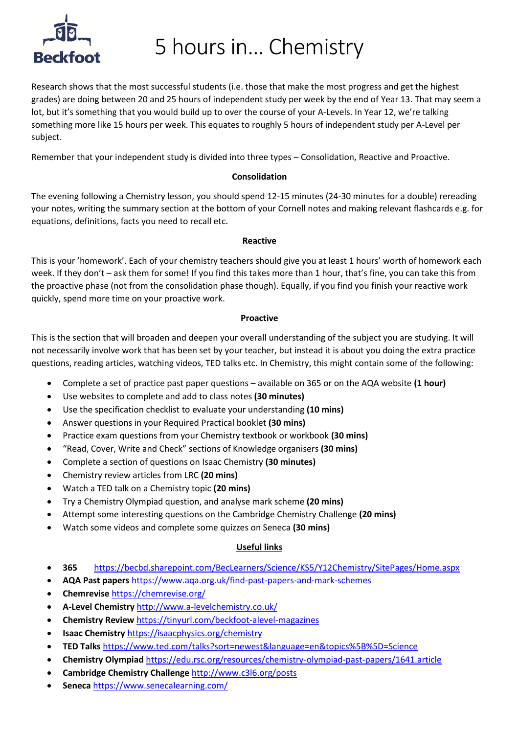Beckfoot

# 5 hours in… Chemistry

Research shows that the most successful students (i.e. those that make the most progress and get the highest grades) are doing between 20 and 25 hours of independent study per week by the end of Year 13. That may seem a lot, but it's something that you would build up to over the course of your A-Levels. In Year 12, we're talking something more like 15 hours per week. This equates to roughly 5 hours of independent study per A-Level per subject.

Remember that your independent study is divided into three types – Consolidation, Reactive and Proactive.

**Consolidation**

The evening following a Chemistry lesson, you should spend 12-15 minutes (24-30 minutes for a double) rereading your notes, writing the summary section at the bottom of your Cornell notes and making relevant flashcards e.g. for equations, definitions, facts you need to recall etc.

**Reactive**

This is your 'homework'. Each of your chemistry teachers should give you at least 1 hours' worth of homework each week. If they don't – ask them for some! If you find this takes more than 1 hour, that's fine, you can take this from the proactive phase (not from the consolidation phase though). Equally, if you find you finish your reactive work quickly, spend more time on your proactive work.

**Proactive**

This is the section that will broaden and deepen your overall understanding of the subject you are studying. It will not necessarily involve work that has been set by your teacher, but instead it is about you doing the extra practice questions, reading articles, watching videos, TED talks etc. In Chemistry, this might contain some of the following:

- Complete a set of practice past paper questions – available on 365 or on the AQA website **(1 hour)**
- Use websites to complete and add to class notes **(30 minutes)**
- Use the specification checklist to evaluate your understanding **(10 mins)**
- Answer questions in your Required Practical booklet **(30 mins)**
- Practice exam questions from your Chemistry textbook or workbook **(30 mins)**
- "Read, Cover, Write and Check" sections of Knowledge organisers **(30 mins)**
- Complete a section of questions on Isaac Chemistry **(30 minutes)**
- Chemistry review articles from LRC **(20 mins)**
- Watch a TED talk on a Chemistry topic **(20 mins)**
- Try a Chemistry Olympiad question, and analyse mark scheme **(20 mins)**
- Attempt some interesting questions on the Cambridge Chemistry Challenge **(20 mins)**
- Watch some videos and complete some quizzes on Seneca **(30 mins)**

**Useful links**

- **365** https://becbd.sharepoint.com/BecLearners/Science/KS5/Y12Chemistry/SitePages/Home.aspx
- **AQA Past papers** https://www.aqa.org.uk/find-past-papers-and-mark-schemes
- **Chemrevise** https://chemrevise.org/
- **A-Level Chemistry** http://www.a-levelchemistry.co.uk/
- **Chemistry Review** https://tinyurl.com/beckfoot-alevel-magazines
- **Isaac Chemistry** https://isaacphysics.org/chemistry
- **TED Talks** https://www.ted.com/talks?sort=newest&language=en&topics%5B%5D=Science
- **Chemistry Olympiad** https://edu.rsc.org/resources/chemistry-olympiad-past-papers/1641.article
- **Cambridge Chemistry Challenge** http://www.c3l6.org/posts
- **Seneca** https://www.senecalearning.com/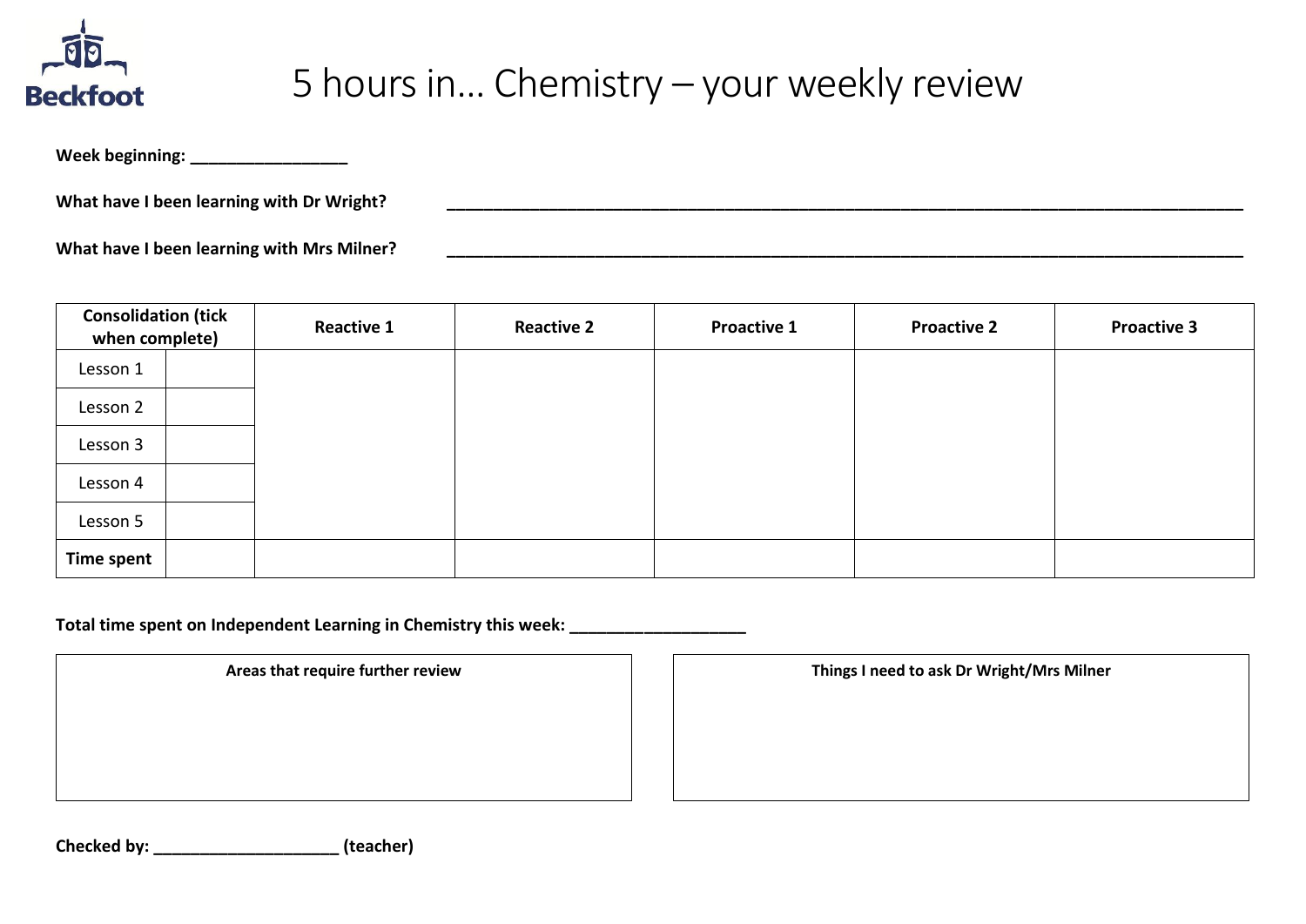Beckfoot

# 5 hours in… Chemistry – your weekly review

**Week beginning:** _________________

**What have I been learning with Dr Wright?** ______________________________________________________________________________________

**What have I been learning with Mrs Milner?** ______________________________________________________________________________________

| Consolidation (tick when complete) | | Reactive 1 | Reactive 2 | Proactive 1 | Proactive 2 | Proactive 3 |
|---|---|---|---|---|---|---|
| Lesson 1 | | | | | | |
| Lesson 2 | | | | | | |
| Lesson 3 | | | | | | |
| Lesson 4 | | | | | | |
| Lesson 5 | | | | | | |
| **Time spent** | | | | | | |

**Total time spent on Independent Learning in Chemistry this week:** ___________________

| Areas that require further review | Things I need to ask Dr Wright/Mrs Milner |
|---|---|
| | |

**Checked by:** ____________________ **(teacher)**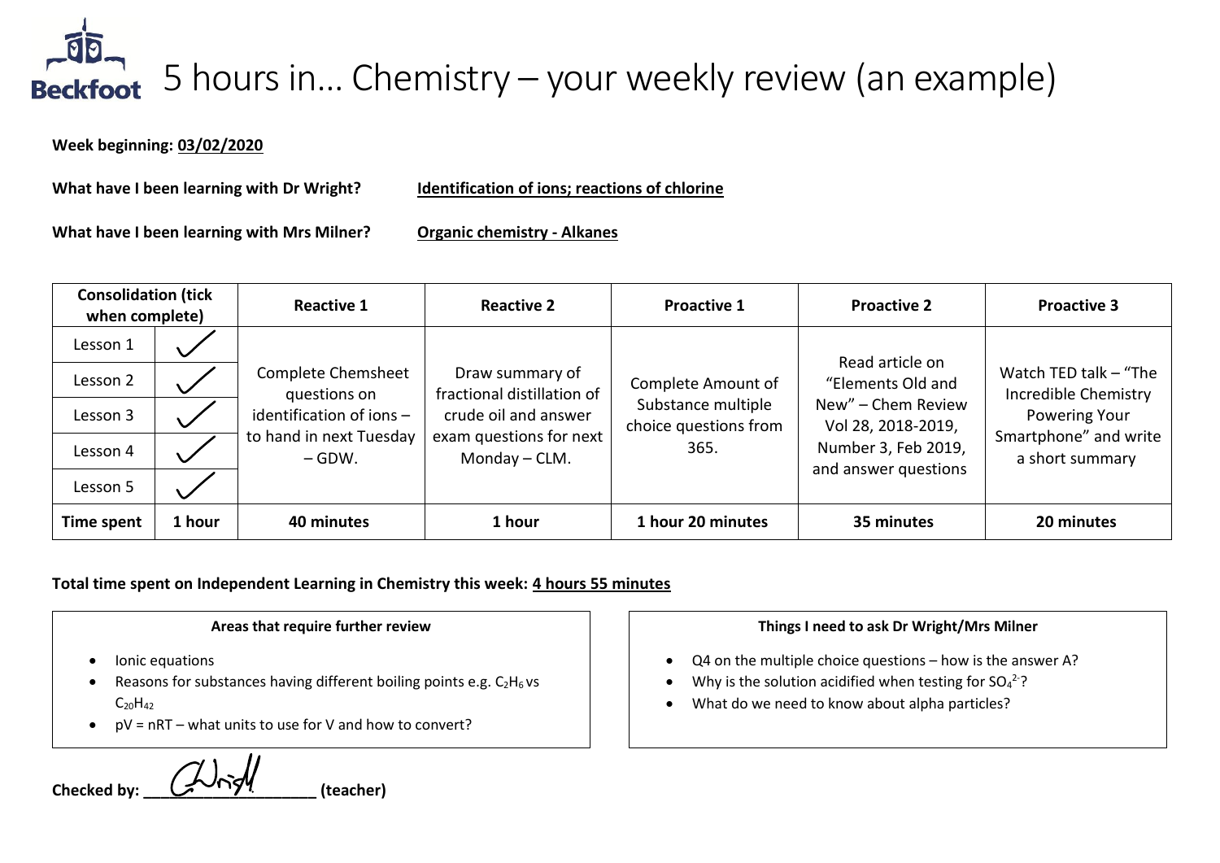# Beckfoot 5 hours in… Chemistry – your weekly review (an example)

**Week beginning: 03/02/2020**

**What have I been learning with Dr Wright?** **Identification of ions; reactions of chlorine**

**What have I been learning with Mrs Milner?** **Organic chemistry - Alkanes**

| Consolidation (tick when complete) | | Reactive 1 | Reactive 2 | Proactive 1 | Proactive 2 | Proactive 3 |
|---|---|---|---|---|---|---|
| Lesson 1 | ✓ | Complete Chemsheet questions on identification of ions – to hand in next Tuesday – GDW. | Draw summary of fractional distillation of crude oil and answer exam questions for next Monday – CLM. | Complete Amount of Substance multiple choice questions from 365. | Read article on "Elements Old and New" – Chem Review Vol 28, 2018-2019, Number 3, Feb 2019, and answer questions | Watch TED talk – "The Incredible Chemistry Powering Your Smartphone" and write a short summary |
| Lesson 2 | ✓ | | | | | |
| Lesson 3 | ✓ | | | | | |
| Lesson 4 | ✓ | | | | | |
| Lesson 5 | ✓ | | | | | |
| **Time spent** | **1 hour** | **40 minutes** | **1 hour** | **1 hour 20 minutes** | **35 minutes** | **20 minutes** |

**Total time spent on Independent Learning in Chemistry this week: 4 hours 55 minutes**

**Areas that require further review**

- Ionic equations
- Reasons for substances having different boiling points e.g. $C_2H_6$ vs $C_{20}H_{42}$
- pV = nRT – what units to use for V and how to convert?

**Things I need to ask Dr Wright/Mrs Milner**

- Q4 on the multiple choice questions – how is the answer A?
- Why is the solution acidified when testing for $SO_4^{2-}$?
- What do we need to know about alpha particles?

**Checked by:** ____________________ **(teacher)**